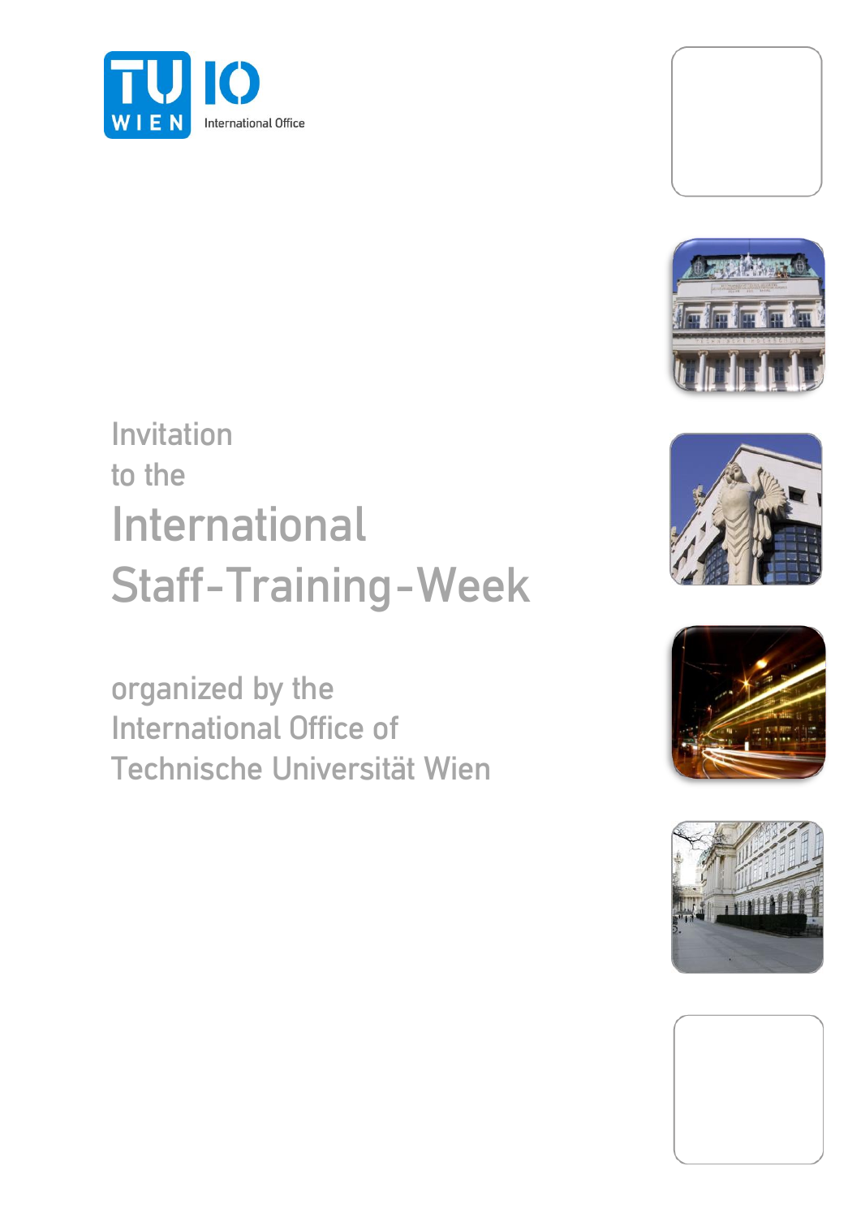TU WIEN IO International Office

Invitation
to the

# International Staff-Training-Week

organized by the
International Office of
Technische Universität Wien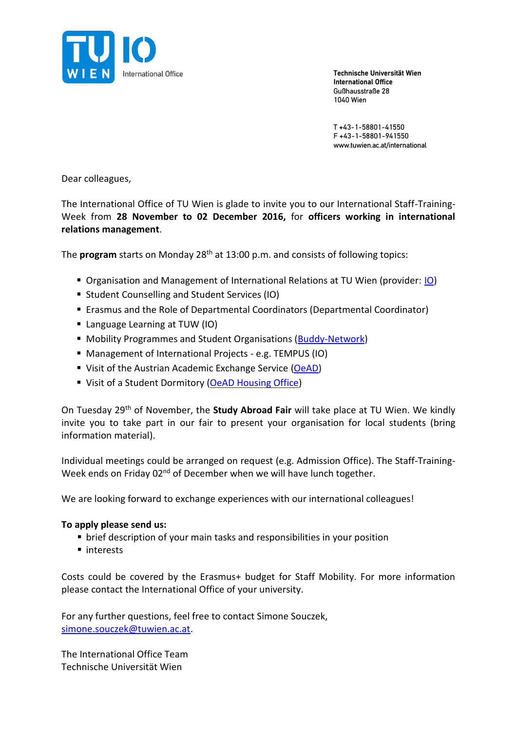TU WIEN IO International Office

Technische Universität Wien
International Office
Gußhausstraße 28
1040 Wien

T +43-1-58801-41550
F +43-1-58801-941550
www.tuwien.ac.at/international

Dear colleagues,

The International Office of TU Wien is glade to invite you to our International Staff-Training-Week from **28 November to 02 December 2016,** for **officers working in international relations management**.

The **program** starts on Monday 28th at 13:00 p.m. and consists of following topics:

- Organisation and Management of International Relations at TU Wien (provider: IO)
- Student Counselling and Student Services (IO)
- Erasmus and the Role of Departmental Coordinators (Departmental Coordinator)
- Language Learning at TUW (IO)
- Mobility Programmes and Student Organisations (Buddy-Network)
- Management of International Projects - e.g. TEMPUS (IO)
- Visit of the Austrian Academic Exchange Service (OeAD)
- Visit of a Student Dormitory (OeAD Housing Office)

On Tuesday 29th of November, the **Study Abroad Fair** will take place at TU Wien. We kindly invite you to take part in our fair to present your organisation for local students (bring information material).

Individual meetings could be arranged on request (e.g. Admission Office). The Staff-Training-Week ends on Friday 02nd of December when we will have lunch together.

We are looking forward to exchange experiences with our international colleagues!

**To apply please send us:**

- brief description of your main tasks and responsibilities in your position
- interests

Costs could be covered by the Erasmus+ budget for Staff Mobility. For more information please contact the International Office of your university.

For any further questions, feel free to contact Simone Souczek,
simone.souczek@tuwien.ac.at.

The International Office Team
Technische Universität Wien